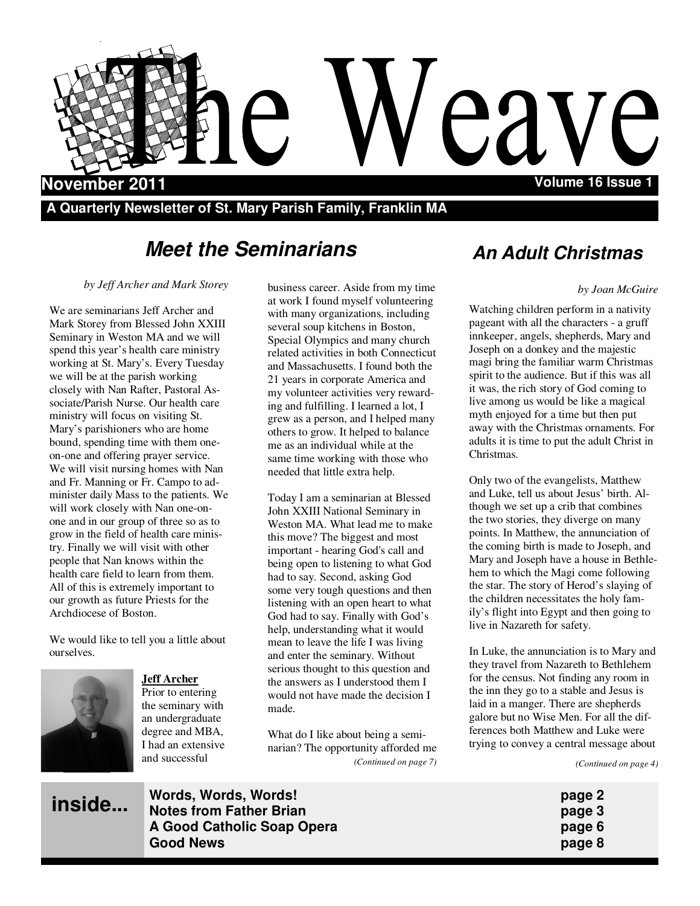# The Weave

**November 2011** **Volume 16 Issue 1**

**A Quarterly Newsletter of St. Mary Parish Family, Franklin MA**

## *Meet the Seminarians*

*by Jeff Archer and Mark Storey*

We are seminarians Jeff Archer and Mark Storey from Blessed John XXIII Seminary in Weston MA and we will spend this year's health care ministry working at St. Mary's. Every Tuesday we will be at the parish working closely with Nan Rafter, Pastoral Associate/Parish Nurse. Our health care ministry will focus on visiting St. Mary's parishioners who are home bound, spending time with them one-on-one and offering prayer service. We will visit nursing homes with Nan and Fr. Manning or Fr. Campo to administer daily Mass to the patients. We will work closely with Nan one-on-one and in our group of three so as to grow in the field of health care ministry. Finally we will visit with other people that Nan knows within the health care field to learn from them. All of this is extremely important to our growth as future Priests for the Archdiocese of Boston.

We would like to tell you a little about ourselves.

**Jeff Archer**

Prior to entering the seminary with an undergraduate degree and MBA, I had an extensive and successful business career. Aside from my time at work I found myself volunteering with many organizations, including several soup kitchens in Boston, Special Olympics and many church related activities in both Connecticut and Massachusetts. I found both the 21 years in corporate America and my volunteer activities very rewarding and fulfilling. I learned a lot, I grew as a person, and I helped many others to grow. It helped to balance me as an individual while at the same time working with those who needed that little extra help.

Today I am a seminarian at Blessed John XXIII National Seminary in Weston MA. What lead me to make this move? The biggest and most important - hearing God's call and being open to listening to what God had to say. Second, asking God some very tough questions and then listening with an open heart to what God had to say. Finally with God's help, understanding what it would mean to leave the life I was living and enter the seminary. Without serious thought to this question and the answers as I understood them I would not have made the decision I made.

What do I like about being a seminarian? The opportunity afforded me

*(Continued on page 7)*

## *An Adult Christmas*

*by Joan McGuire*

Watching children perform in a nativity pageant with all the characters - a gruff innkeeper, angels, shepherds, Mary and Joseph on a donkey and the majestic magi bring the familiar warm Christmas spirit to the audience. But if this was all it was, the rich story of God coming to live among us would be like a magical myth enjoyed for a time but then put away with the Christmas ornaments. For adults it is time to put the adult Christ in Christmas.

Only two of the evangelists, Matthew and Luke, tell us about Jesus' birth. Although we set up a crib that combines the two stories, they diverge on many points. In Matthew, the annunciation of the coming birth is made to Joseph, and Mary and Joseph have a house in Bethlehem to which the Magi come following the star. The story of Herod's slaying of the children necessitates the holy family's flight into Egypt and then going to live in Nazareth for safety.

In Luke, the annunciation is to Mary and they travel from Nazareth to Bethlehem for the census. Not finding any room in the inn they go to a stable and Jesus is laid in a manger. There are shepherds galore but no Wise Men. For all the differences both Matthew and Luke were trying to convey a central message about

*(Continued on page 4)*

**inside...**

| | |
|---|---|
| **Words, Words, Words!** | **page 2** |
| **Notes from Father Brian** | **page 3** |
| **A Good Catholic Soap Opera** | **page 6** |
| **Good News** | **page 8** |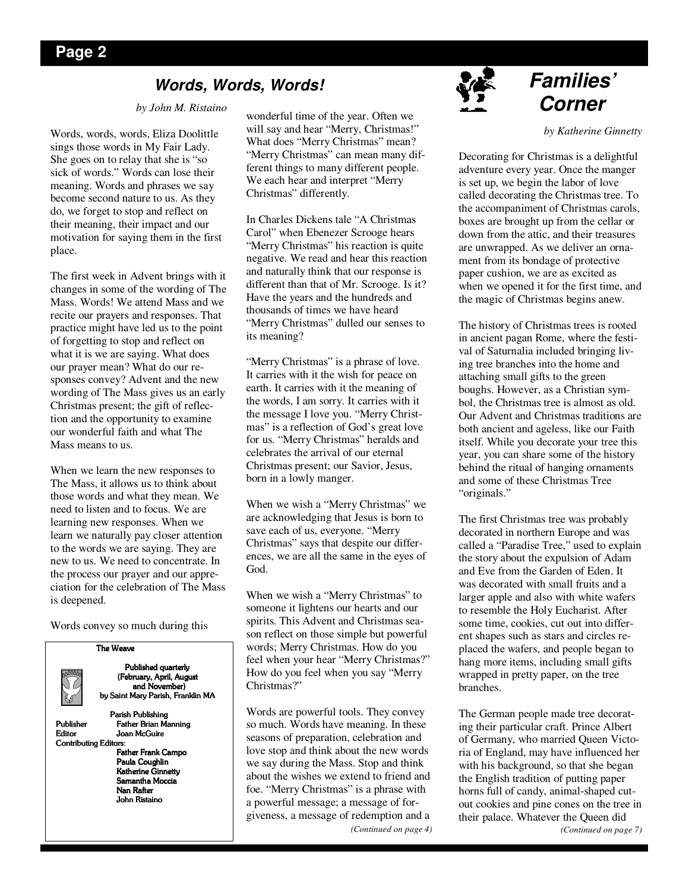## *Words, Words, Words!*

*by John M. Ristaino*

Words, words, words, Eliza Doolittle sings those words in My Fair Lady. She goes on to relay that she is "so sick of words." Words can lose their meaning. Words and phrases we say become second nature to us. As they do, we forget to stop and reflect on their meaning, their impact and our motivation for saying them in the first place.

The first week in Advent brings with it changes in some of the wording of The Mass. Words! We attend Mass and we recite our prayers and responses. That practice might have led us to the point of forgetting to stop and reflect on what it is we are saying. What does our prayer mean? What do our responses convey? Advent and the new wording of The Mass gives us an early Christmas present; the gift of reflection and the opportunity to examine our wonderful faith and what The Mass means to us.

When we learn the new responses to The Mass, it allows us to think about those words and what they mean. We need to listen and to focus. We are learning new responses. When we learn we naturally pay closer attention to the words we are saying. They are new to us. We need to concentrate. In the process our prayer and our appreciation for the celebration of The Mass is deepened.

Words convey so much during this wonderful time of the year. Often we will say and hear "Merry, Christmas!" What does "Merry Christmas" mean? "Merry Christmas" can mean many different things to many different people. We each hear and interpret "Merry Christmas" differently.

In Charles Dickens tale "A Christmas Carol" when Ebenezer Scrooge hears "Merry Christmas" his reaction is quite negative. We read and hear this reaction and naturally think that our response is different than that of Mr. Scrooge. Is it? Have the years and the hundreds and thousands of times we have heard "Merry Christmas" dulled our senses to its meaning?

"Merry Christmas" is a phrase of love. It carries with it the wish for peace on earth. It carries with it the meaning of the words, I am sorry. It carries with it the message I love you. "Merry Christmas" is a reflection of God's great love for us. "Merry Christmas" heralds and celebrates the arrival of our eternal Christmas present; our Savior, Jesus, born in a lowly manger.

When we wish a "Merry Christmas" we are acknowledging that Jesus is born to save each of us, everyone. "Merry Christmas" says that despite our differences, we are all the same in the eyes of God.

When we wish a "Merry Christmas" to someone it lightens our hearts and our spirits. This Advent and Christmas season reflect on those simple but powerful words; Merry Christmas. How do you feel when your hear "Merry Christmas?" How do you feel when you say "Merry Christmas?"

Words are powerful tools. They convey so much. Words have meaning. In these seasons of preparation, celebration and love stop and think about the new words we say during the Mass. Stop and think about the wishes we extend to friend and foe. "Merry Christmas" is a phrase with a powerful message; a message of forgiveness, a message of redemption and a

*(Continued on page 4)*

**The Weave**

**Published quarterly (February, April, August and November) by Saint Mary Parish, Franklin MA**

**Parish Publishing**

**Publisher** Father Brian Manning
**Editor** Joan McGuire
**Contributing Editors:**
Father Frank Campo
Paula Coughlin
Katherine Ginnetty
Samantha Moccia
Nan Rafter
John Ristaino

## *Families' Corner*

*by Katherine Ginnetty*

Decorating for Christmas is a delightful adventure every year. Once the manger is set up, we begin the labor of love called decorating the Christmas tree. To the accompaniment of Christmas carols, boxes are brought up from the cellar or down from the attic, and their treasures are unwrapped. As we deliver an ornament from its bondage of protective paper cushion, we are as excited as when we opened it for the first time, and the magic of Christmas begins anew.

The history of Christmas trees is rooted in ancient pagan Rome, where the festival of Saturnalia included bringing living tree branches into the home and attaching small gifts to the green boughs. However, as a Christian symbol, the Christmas tree is almost as old. Our Advent and Christmas traditions are both ancient and ageless, like our Faith itself. While you decorate your tree this year, you can share some of the history behind the ritual of hanging ornaments and some of these Christmas Tree "originals."

The first Christmas tree was probably decorated in northern Europe and was called a "Paradise Tree," used to explain the story about the expulsion of Adam and Eve from the Garden of Eden. It was decorated with small fruits and a larger apple and also with white wafers to resemble the Holy Eucharist. After some time, cookies, cut out into different shapes such as stars and circles replaced the wafers, and people began to hang more items, including small gifts wrapped in pretty paper, on the tree branches.

The German people made tree decorating their particular craft. Prince Albert of Germany, who married Queen Victoria of England, may have influenced her with his background, so that she began the English tradition of putting paper horns full of candy, animal-shaped cutout cookies and pine cones on the tree in their palace. Whatever the Queen did

*(Continued on page 7)*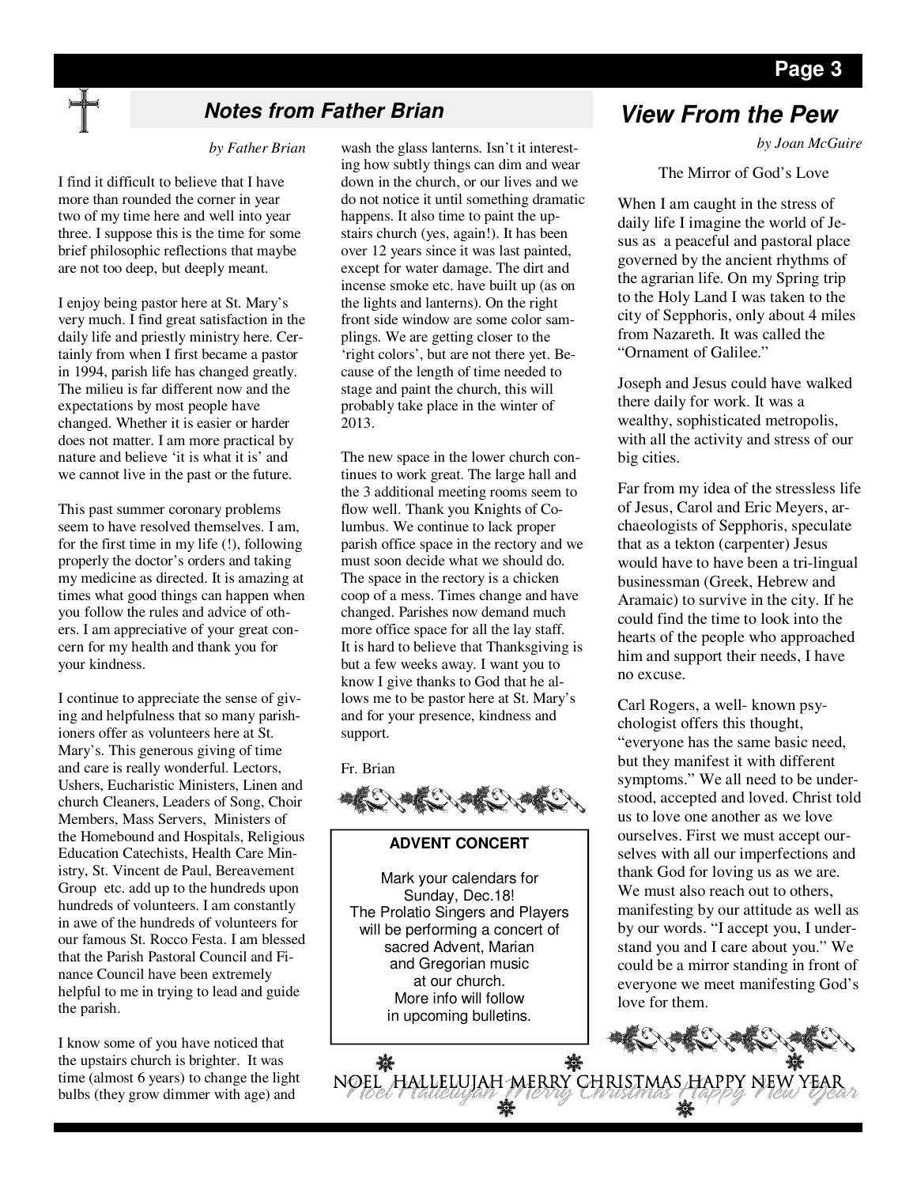## Notes from Father Brian

*by Father Brian*

I find it difficult to believe that I have more than rounded the corner in year two of my time here and well into year three. I suppose this is the time for some brief philosophic reflections that maybe are not too deep, but deeply meant.

I enjoy being pastor here at St. Mary's very much. I find great satisfaction in the daily life and priestly ministry here. Certainly from when I first became a pastor in 1994, parish life has changed greatly. The milieu is far different now and the expectations by most people have changed. Whether it is easier or harder does not matter. I am more practical by nature and believe 'it is what it is' and we cannot live in the past or the future.

This past summer coronary problems seem to have resolved themselves. I am, for the first time in my life (!), following properly the doctor's orders and taking my medicine as directed. It is amazing at times what good things can happen when you follow the rules and advice of others. I am appreciative of your great concern for my health and thank you for your kindness.

I continue to appreciate the sense of giving and helpfulness that so many parishioners offer as volunteers here at St. Mary's. This generous giving of time and care is really wonderful. Lectors, Ushers, Eucharistic Ministers, Linen and church Cleaners, Leaders of Song, Choir Members, Mass Servers, Ministers of the Homebound and Hospitals, Religious Education Catechists, Health Care Ministry, St. Vincent de Paul, Bereavement Group etc. add up to the hundreds upon hundreds of volunteers. I am constantly in awe of the hundreds of volunteers for our famous St. Rocco Festa. I am blessed that the Parish Pastoral Council and Finance Council have been extremely helpful to me in trying to lead and guide the parish.

I know some of you have noticed that the upstairs church is brighter. It was time (almost 6 years) to change the light bulbs (they grow dimmer with age) and wash the glass lanterns. Isn't it interesting how subtly things can dim and wear down in the church, or our lives and we do not notice it until something dramatic happens. It also time to paint the upstairs church (yes, again!). It has been over 12 years since it was last painted, except for water damage. The dirt and incense smoke etc. have built up (as on the lights and lanterns). On the right front side window are some color samplings. We are getting closer to the 'right colors', but are not there yet. Because of the length of time needed to stage and paint the church, this will probably take place in the winter of 2013.

The new space in the lower church continues to work great. The large hall and the 3 additional meeting rooms seem to flow well. Thank you Knights of Columbus. We continue to lack proper parish office space in the rectory and we must soon decide what we should do. The space in the rectory is a chicken coop of a mess. Times change and have changed. Parishes now demand much more office space for all the lay staff. It is hard to believe that Thanksgiving is but a few weeks away. I want you to know I give thanks to God that he allows me to be pastor here at St. Mary's and for your presence, kindness and support.

Fr. Brian

**ADVENT CONCERT**

Mark your calendars for Sunday, Dec.18!
The Prolatio Singers and Players will be performing a concert of sacred Advent, Marian and Gregorian music at our church.
More info will follow in upcoming bulletins.

## View From the Pew

*by Joan McGuire*

The Mirror of God's Love

When I am caught in the stress of daily life I imagine the world of Jesus as a peaceful and pastoral place governed by the ancient rhythms of the agrarian life. On my Spring trip to the Holy Land I was taken to the city of Sepphoris, only about 4 miles from Nazareth. It was called the "Ornament of Galilee."

Joseph and Jesus could have walked there daily for work. It was a wealthy, sophisticated metropolis, with all the activity and stress of our big cities.

Far from my idea of the stressless life of Jesus, Carol and Eric Meyers, archaeologists of Sepphoris, speculate that as a tekton (carpenter) Jesus would have to have been a tri-lingual businessman (Greek, Hebrew and Aramaic) to survive in the city. If he could find the time to look into the hearts of the people who approached him and support their needs, I have no excuse.

Carl Rogers, a well- known psychologist offers this thought, "everyone has the same basic need, but they manifest it with different symptoms." We all need to be understood, accepted and loved. Christ told us to love one another as we love ourselves. First we must accept ourselves with all our imperfections and thank God for loving us as we are. We must also reach out to others, manifesting by our attitude as well as by our words. "I accept you, I understand you and I care about you." We could be a mirror standing in front of everyone we meet manifesting God's love for them.

NOEL HALLELUJAH MERRY CHRISTMAS HAPPY NEW YEAR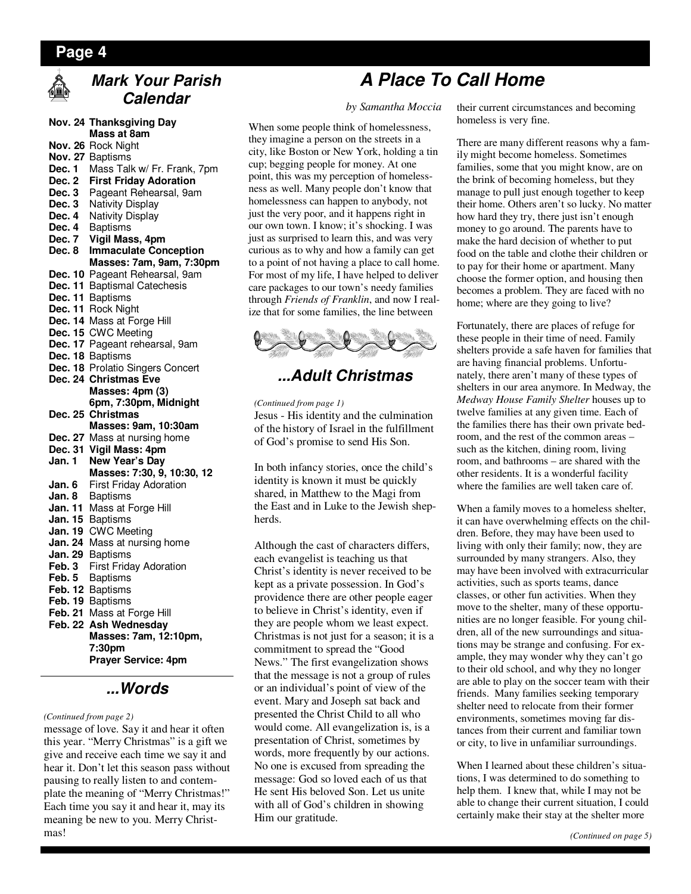## Mark Your Parish Calendar

**Nov. 24 Thanksgiving Day**
**Mass at 8am**
**Nov. 26** Rock Night
**Nov. 27** Baptisms
**Dec. 1** Mass Talk w/ Fr. Frank, 7pm
**Dec. 2 First Friday Adoration**
**Dec. 3** Pageant Rehearsal, 9am
**Dec. 3** Nativity Display
**Dec. 4** Nativity Display
**Dec. 4** Baptisms
**Dec. 7 Vigil Mass, 4pm**
**Dec. 8 Immaculate Conception**
**Masses: 7am, 9am, 7:30pm**
**Dec. 10** Pageant Rehearsal, 9am
**Dec. 11** Baptismal Catechesis
**Dec. 11** Baptisms
**Dec. 11** Rock Night
**Dec. 14** Mass at Forge Hill
**Dec. 15** CWC Meeting
**Dec. 17** Pageant rehearsal, 9am
**Dec. 18** Baptisms
**Dec. 18** Prolatio Singers Concert
**Dec. 24 Christmas Eve**
**Masses: 4pm (3)**
**6pm, 7:30pm, Midnight**
**Dec. 25 Christmas**
**Masses: 9am, 10:30am**
**Dec. 27** Mass at nursing home
**Dec. 31 Vigil Mass: 4pm**
**Jan. 1 New Year's Day**
**Masses: 7:30, 9, 10:30, 12**
**Jan. 6** First Friday Adoration
**Jan. 8** Baptisms
**Jan. 11** Mass at Forge Hill
**Jan. 15** Baptisms
**Jan. 19** CWC Meeting
**Jan. 24** Mass at nursing home
**Jan. 29** Baptisms
**Feb. 3** First Friday Adoration
**Feb. 5** Baptisms
**Feb. 12** Baptisms
**Feb. 19** Baptisms
**Feb. 21** Mass at Forge Hill
**Feb. 22 Ash Wednesday**
**Masses: 7am, 12:10pm, 7:30pm**
**Prayer Service: 4pm**

## ...Words

*(Continued from page 2)*

message of love. Say it and hear it often this year. "Merry Christmas" is a gift we give and receive each time we say it and hear it. Don't let this season pass without pausing to really listen to and contemplate the meaning of "Merry Christmas!" Each time you say it and hear it, may its meaning be new to you. Merry Christmas!

## A Place To Call Home

*by Samantha Moccia*

When some people think of homelessness, they imagine a person on the streets in a city, like Boston or New York, holding a tin cup; begging people for money. At one point, this was my perception of homelessness as well. Many people don't know that homelessness can happen to anybody, not just the very poor, and it happens right in our own town. I know; it's shocking. I was just as surprised to learn this, and was very curious as to why and how a family can get to a point of not having a place to call home. For most of my life, I have helped to deliver care packages to our town's needy families through *Friends of Franklin*, and now I realize that for some families, the line between their current circumstances and becoming homeless is very fine.

There are many different reasons why a family might become homeless. Sometimes families, some that you might know, are on the brink of becoming homeless, but they manage to pull just enough together to keep their home. Others aren't so lucky. No matter how hard they try, there just isn't enough money to go around. The parents have to make the hard decision of whether to put food on the table and clothe their children or to pay for their home or apartment. Many choose the former option, and housing then becomes a problem. They are faced with no home; where are they going to live?

Fortunately, there are places of refuge for these people in their time of need. Family shelters provide a safe haven for families that are having financial problems. Unfortunately, there aren't many of these types of shelters in our area anymore. In Medway, the *Medway House Family Shelter* houses up to twelve families at any given time. Each of the families there has their own private bedroom, and the rest of the common areas – such as the kitchen, dining room, living room, and bathrooms – are shared with the other residents. It is a wonderful facility where the families are well taken care of.

When a family moves to a homeless shelter, it can have overwhelming effects on the children. Before, they may have been used to living with only their family; now, they are surrounded by many strangers. Also, they may have been involved with extracurricular activities, such as sports teams, dance classes, or other fun activities. When they move to the shelter, many of these opportunities are no longer feasible. For young children, all of the new surroundings and situations may be strange and confusing. For example, they may wonder why they can't go to their old school, and why they no longer are able to play on the soccer team with their friends. Many families seeking temporary shelter need to relocate from their former environments, sometimes moving far distances from their current and familiar town or city, to live in unfamiliar surroundings.

When I learned about these children's situations, I was determined to do something to help them. I knew that, while I may not be able to change their current situation, I could certainly make their stay at the shelter more

*(Continued on page 5)*

## ...Adult Christmas

*(Continued from page 1)*

Jesus - His identity and the culmination of the history of Israel in the fulfillment of God's promise to send His Son.

In both infancy stories, once the child's identity is known it must be quickly shared, in Matthew to the Magi from the East and in Luke to the Jewish shepherds.

Although the cast of characters differs, each evangelist is teaching us that Christ's identity is never received to be kept as a private possession. In God's providence there are other people eager to believe in Christ's identity, even if they are people whom we least expect. Christmas is not just for a season; it is a commitment to spread the "Good News." The first evangelization shows that the message is not a group of rules or an individual's point of view of the event. Mary and Joseph sat back and presented the Christ Child to all who would come. All evangelization is, is a presentation of Christ, sometimes by words, more frequently by our actions. No one is excused from spreading the message: God so loved each of us that He sent His beloved Son. Let us unite with all of God's children in showing Him our gratitude.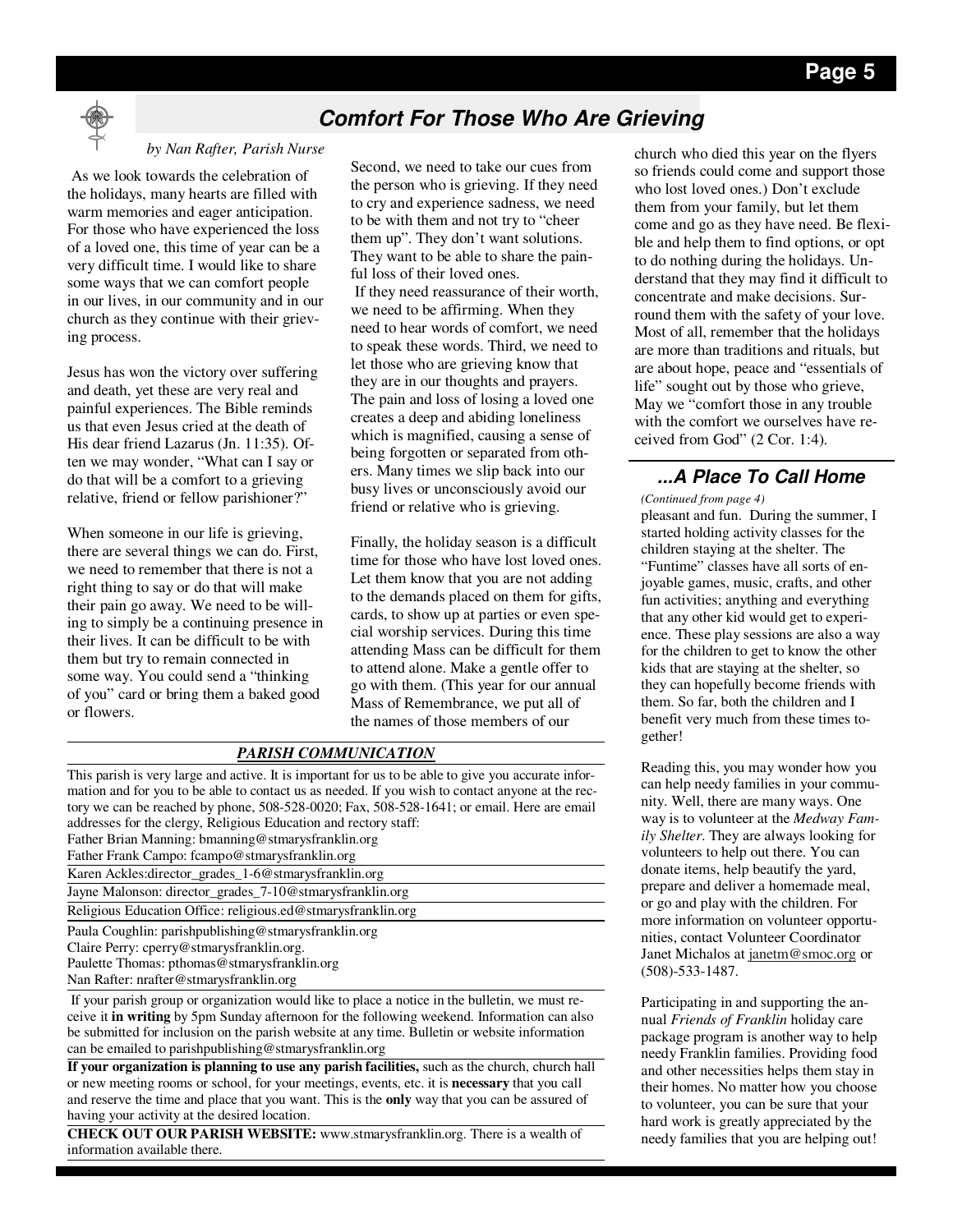## Comfort For Those Who Are Grieving

*by Nan Rafter, Parish Nurse*

As we look towards the celebration of the holidays, many hearts are filled with warm memories and eager anticipation. For those who have experienced the loss of a loved one, this time of year can be a very difficult time. I would like to share some ways that we can comfort people in our lives, in our community and in our church as they continue with their grieving process.

Jesus has won the victory over suffering and death, yet these are very real and painful experiences. The Bible reminds us that even Jesus cried at the death of His dear friend Lazarus (Jn. 11:35). Often we may wonder, "What can I say or do that will be a comfort to a grieving relative, friend or fellow parishioner?"

When someone in our life is grieving, there are several things we can do. First, we need to remember that there is not a right thing to say or do that will make their pain go away. We need to be willing to simply be a continuing presence in their lives. It can be difficult to be with them but try to remain connected in some way. You could send a "thinking of you" card or bring them a baked good or flowers.

Second, we need to take our cues from the person who is grieving. If they need to cry and experience sadness, we need to be with them and not try to "cheer them up". They don't want solutions. They want to be able to share the painful loss of their loved ones.

If they need reassurance of their worth, we need to be affirming. When they need to hear words of comfort, we need to speak these words. Third, we need to let those who are grieving know that they are in our thoughts and prayers. The pain and loss of losing a loved one creates a deep and abiding loneliness which is magnified, causing a sense of being forgotten or separated from others. Many times we slip back into our busy lives or unconsciously avoid our friend or relative who is grieving.

Finally, the holiday season is a difficult time for those who have lost loved ones. Let them know that you are not adding to the demands placed on them for gifts, cards, to show up at parties or even special worship services. During this time attending Mass can be difficult for them to attend alone. Make a gentle offer to go with them. (This year for our annual Mass of Remembrance, we put all of the names of those members of our church who died this year on the flyers so friends could come and support those who lost loved ones.) Don't exclude them from your family, but let them come and go as they have need. Be flexible and help them to find options, or opt to do nothing during the holidays. Understand that they may find it difficult to concentrate and make decisions. Surround them with the safety of your love. Most of all, remember that the holidays are more than traditions and rituals, but are about hope, peace and "essentials of life" sought out by those who grieve, May we "comfort those in any trouble with the comfort we ourselves have received from God" (2 Cor. 1:4).

### PARISH COMMUNICATION

This parish is very large and active. It is important for us to be able to give you accurate information and for you to be able to contact us as needed. If you wish to contact anyone at the rectory we can be reached by phone, 508-528-0020; Fax, 508-528-1641; or email. Here are email addresses for the clergy, Religious Education and rectory staff:

Father Brian Manning: bmanning@stmarysfranklin.org
Father Frank Campo: fcampo@stmarysfranklin.org
Karen Ackles:director_grades_1-6@stmarysfranklin.org
Jayne Malonson: director_grades_7-10@stmarysfranklin.org
Religious Education Office: religious.ed@stmarysfranklin.org
Paula Coughlin: parishpublishing@stmarysfranklin.org
Claire Perry: cperry@stmarysfranklin.org.
Paulette Thomas: pthomas@stmarysfranklin.org
Nan Rafter: nrafter@stmarysfranklin.org

If your parish group or organization would like to place a notice in the bulletin, we must receive it **in writing** by 5pm Sunday afternoon for the following weekend. Information can also be submitted for inclusion on the parish website at any time. Bulletin or website information can be emailed to parishpublishing@stmarysfranklin.org

**If your organization is planning to use any parish facilities,** such as the church, church hall or new meeting rooms or school, for your meetings, events, etc. it is **necessary** that you call and reserve the time and place that you want. This is the **only** way that you can be assured of having your activity at the desired location.

**CHECK OUT OUR PARISH WEBSITE:** www.stmarysfranklin.org. There is a wealth of information available there.

## ...A Place To Call Home

*(Continued from page 4)*

pleasant and fun. During the summer, I started holding activity classes for the children staying at the shelter. The "Funtime" classes have all sorts of enjoyable games, music, crafts, and other fun activities; anything and everything that any other kid would get to experience. These play sessions are also a way for the children to get to know the other kids that are staying at the shelter, so they can hopefully become friends with them. So far, both the children and I benefit very much from these times together!

Reading this, you may wonder how you can help needy families in your community. Well, there are many ways. One way is to volunteer at the *Medway Family Shelter*. They are always looking for volunteers to help out there. You can donate items, help beautify the yard, prepare and deliver a homemade meal, or go and play with the children. For more information on volunteer opportunities, contact Volunteer Coordinator Janet Michalos at janetm@smoc.org or (508)-533-1487.

Participating in and supporting the annual *Friends of Franklin* holiday care package program is another way to help needy Franklin families. Providing food and other necessities helps them stay in their homes. No matter how you choose to volunteer, you can be sure that your hard work is greatly appreciated by the needy families that you are helping out!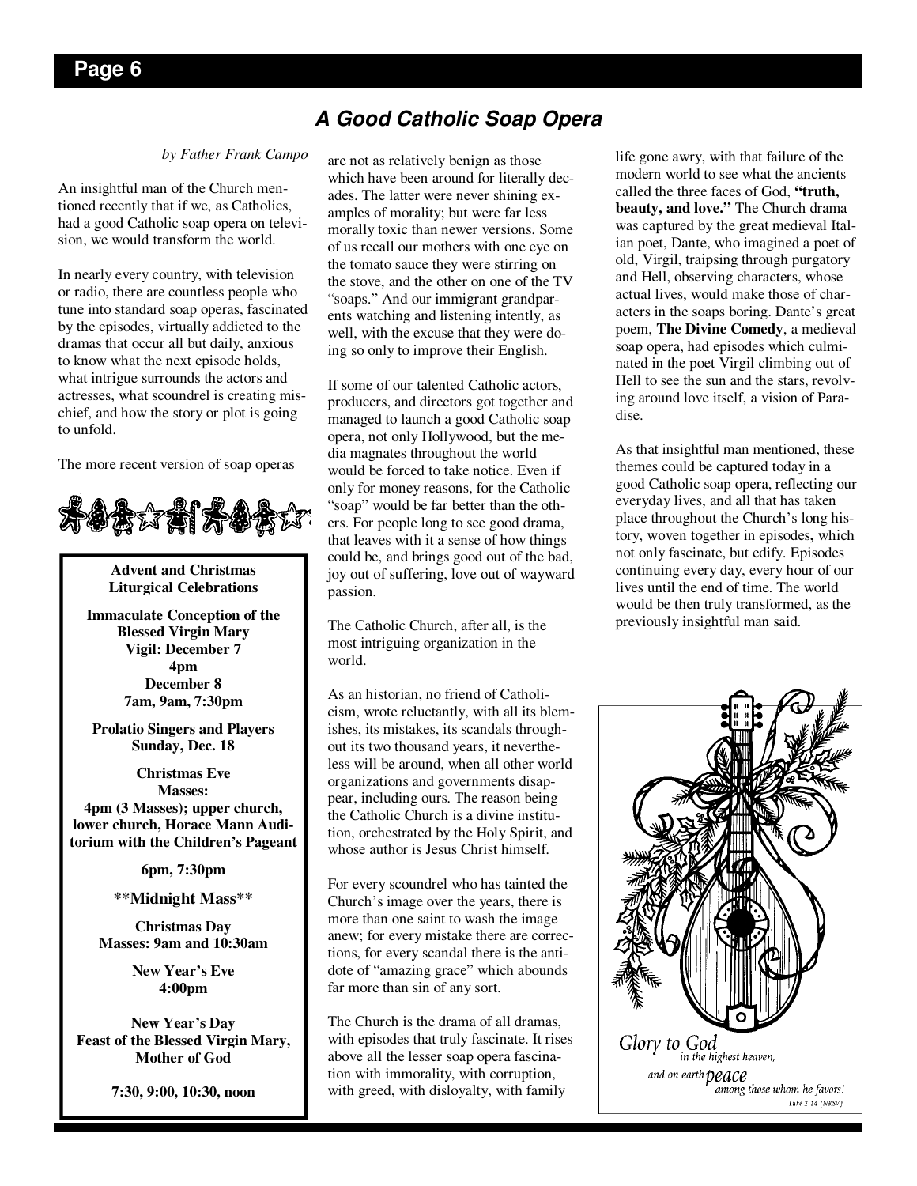## A Good Catholic Soap Opera

*by Father Frank Campo*

An insightful man of the Church mentioned recently that if we, as Catholics, had a good Catholic soap opera on television, we would transform the world.

In nearly every country, with television or radio, there are countless people who tune into standard soap operas, fascinated by the episodes, virtually addicted to the dramas that occur all but daily, anxious to know what the next episode holds, what intrigue surrounds the actors and actresses, what scoundrel is creating mischief, and how the story or plot is going to unfold.

The more recent version of soap operas are not as relatively benign as those which have been around for literally decades. The latter were never shining examples of morality; but were far less morally toxic than newer versions. Some of us recall our mothers with one eye on the tomato sauce they were stirring on the stove, and the other on one of the TV "soaps." And our immigrant grandparents watching and listening intently, as well, with the excuse that they were doing so only to improve their English.

If some of our talented Catholic actors, producers, and directors got together and managed to launch a good Catholic soap opera, not only Hollywood, but the media magnates throughout the world would be forced to take notice. Even if only for money reasons, for the Catholic "soap" would be far better than the others. For people long to see good drama, that leaves with it a sense of how things could be, and brings good out of the bad, joy out of suffering, love out of wayward passion.

The Catholic Church, after all, is the most intriguing organization in the world.

As an historian, no friend of Catholicism, wrote reluctantly, with all its blemishes, its mistakes, its scandals throughout its two thousand years, it nevertheless will be around, when all other world organizations and governments disappear, including ours. The reason being the Catholic Church is a divine institution, orchestrated by the Holy Spirit, and whose author is Jesus Christ himself.

For every scoundrel who has tainted the Church's image over the years, there is more than one saint to wash the image anew; for every mistake there are corrections, for every scandal there is the antidote of "amazing grace" which abounds far more than sin of any sort.

The Church is the drama of all dramas, with episodes that truly fascinate. It rises above all the lesser soap opera fascination with immorality, with corruption, with greed, with disloyalty, with family life gone awry, with that failure of the modern world to see what the ancients called the three faces of God, **"truth, beauty, and love."** The Church drama was captured by the great medieval Italian poet, Dante, who imagined a poet of old, Virgil, traipsing through purgatory and Hell, observing characters, whose actual lives, would make those of characters in the soaps boring. Dante's great poem, **The Divine Comedy**, a medieval soap opera, had episodes which culminated in the poet Virgil climbing out of Hell to see the sun and the stars, revolving around love itself, a vision of Paradise.

As that insightful man mentioned, these themes could be captured today in a good Catholic soap opera, reflecting our everyday lives, and all that has taken place throughout the Church's long history, woven together in episodes**,** which not only fascinate, but edify. Episodes continuing every day, every hour of our lives until the end of time. The world would be then truly transformed, as the previously insightful man said.

---

**Advent and Christmas Liturgical Celebrations**

**Immaculate Conception of the Blessed Virgin Mary**
**Vigil: December 7**
**4pm**
**December 8**
**7am, 9am, 7:30pm**

**Prolatio Singers and Players**
**Sunday, Dec. 18**

**Christmas Eve**
**Masses:**
**4pm (3 Masses); upper church, lower church, Horace Mann Auditorium with the Children's Pageant**

**6pm, 7:30pm**

**\*\*Midnight Mass\*\***

**Christmas Day**
**Masses: 9am and 10:30am**

**New Year's Eve**
**4:00pm**

**New Year's Day**
**Feast of the Blessed Virgin Mary, Mother of God**

**7:30, 9:00, 10:30, noon**

---

*Glory to God in the highest heaven, and on earth peace among those whom he favors!*
*Luke 2:14 (NRSV)*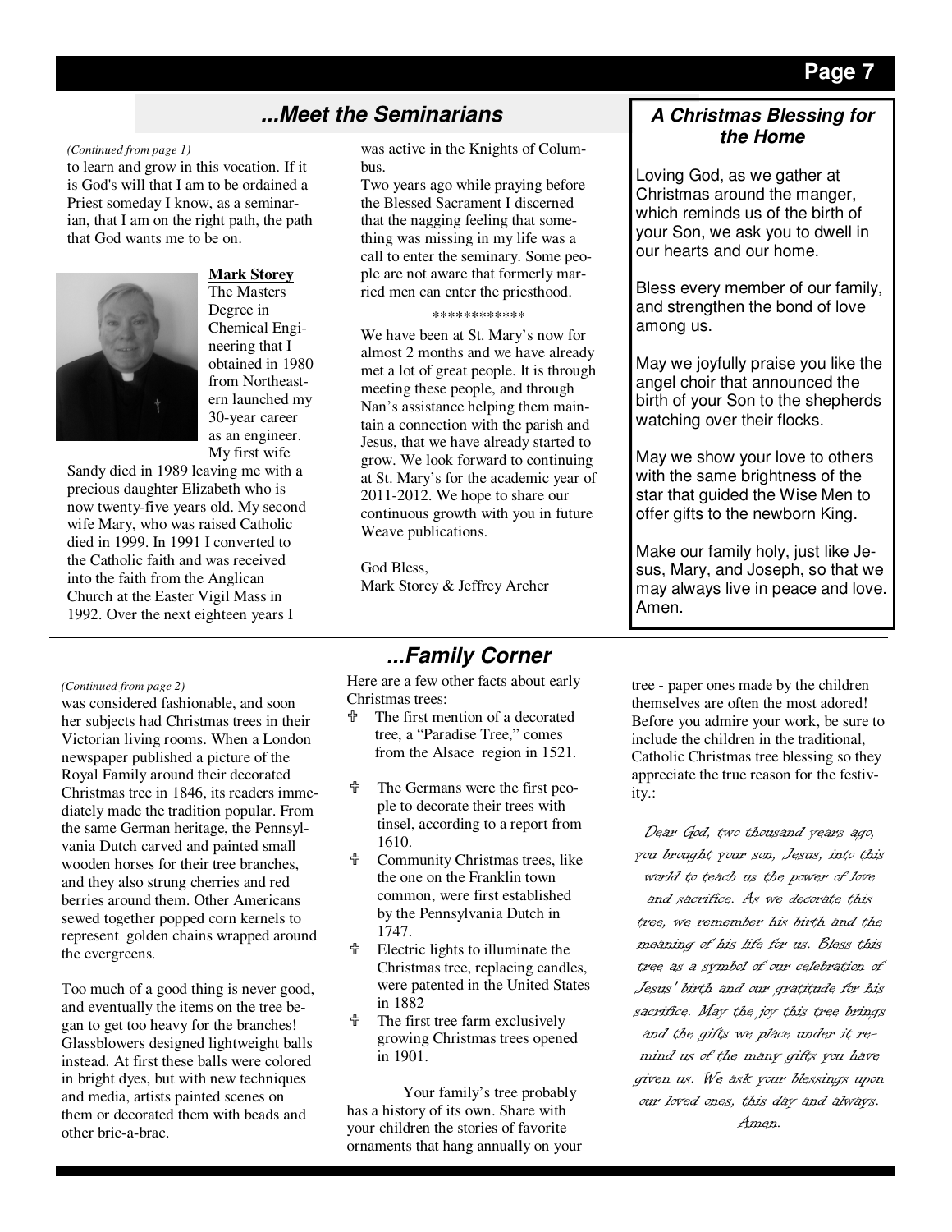## ...Meet the Seminarians

*(Continued from page 1)*

to learn and grow in this vocation. If it is God's will that I am to be ordained a Priest someday I know, as a seminarian, that I am on the right path, the path that God wants me to be on.

**Mark Storey**

The Masters Degree in Chemical Engineering that I obtained in 1980 from Northeastern launched my 30-year career as an engineer. My first wife Sandy died in 1989 leaving me with a precious daughter Elizabeth who is now twenty-five years old. My second wife Mary, who was raised Catholic died in 1999. In 1991 I converted to the Catholic faith and was received into the faith from the Anglican Church at the Easter Vigil Mass in 1992. Over the next eighteen years I was active in the Knights of Columbus.

Two years ago while praying before the Blessed Sacrament I discerned that the nagging feeling that something was missing in my life was a call to enter the seminary. Some people are not aware that formerly married men can enter the priesthood.

\*\*\*\*\*\*\*\*\*\*\*\*

We have been at St. Mary's now for almost 2 months and we have already met a lot of great people. It is through meeting these people, and through Nan's assistance helping them maintain a connection with the parish and Jesus, that we have already started to grow. We look forward to continuing at St. Mary's for the academic year of 2011-2012. We hope to share our continuous growth with you in future Weave publications.

God Bless,
Mark Storey & Jeffrey Archer

### A Christmas Blessing for the Home

Loving God, as we gather at Christmas around the manger, which reminds us of the birth of your Son, we ask you to dwell in our hearts and our home.

Bless every member of our family, and strengthen the bond of love among us.

May we joyfully praise you like the angel choir that announced the birth of your Son to the shepherds watching over their flocks.

May we show your love to others with the same brightness of the star that guided the Wise Men to offer gifts to the newborn King.

Make our family holy, just like Jesus, Mary, and Joseph, so that we may always live in peace and love. Amen.

## ...Family Corner

*(Continued from page 2)*

was considered fashionable, and soon her subjects had Christmas trees in their Victorian living rooms. When a London newspaper published a picture of the Royal Family around their decorated Christmas tree in 1846, its readers immediately made the tradition popular. From the same German heritage, the Pennsylvania Dutch carved and painted small wooden horses for their tree branches, and they also strung cherries and red berries around them. Other Americans sewed together popped corn kernels to represent golden chains wrapped around the evergreens.

Too much of a good thing is never good, and eventually the items on the tree began to get too heavy for the branches! Glassblowers designed lightweight balls instead. At first these balls were colored in bright dyes, but with new techniques and media, artists painted scenes on them or decorated them with beads and other bric-a-brac.

Here are a few other facts about early Christmas trees:

- The first mention of a decorated tree, a "Paradise Tree," comes from the Alsace region in 1521.
- The Germans were the first people to decorate their trees with tinsel, according to a report from 1610.
- Community Christmas trees, like the one on the Franklin town common, were first established by the Pennsylvania Dutch in 1747.
- Electric lights to illuminate the Christmas tree, replacing candles, were patented in the United States in 1882
- The first tree farm exclusively growing Christmas trees opened in 1901.

Your family's tree probably has a history of its own. Share with your children the stories of favorite ornaments that hang annually on your tree - paper ones made by the children themselves are often the most adored! Before you admire your work, be sure to include the children in the traditional, Catholic Christmas tree blessing so they appreciate the true reason for the festivity.:

*Dear God, two thousand years ago, you brought your son, Jesus, into this world to teach us the power of love and sacrifice. As we decorate this tree, we remember his birth and the meaning of his life for us. Bless this tree as a symbol of our celebration of Jesus' birth and our gratitude for his sacrifice. May the joy this tree brings and the gifts we place under it remind us of the many gifts you have given us. We ask your blessings upon our loved ones, this day and always. Amen.*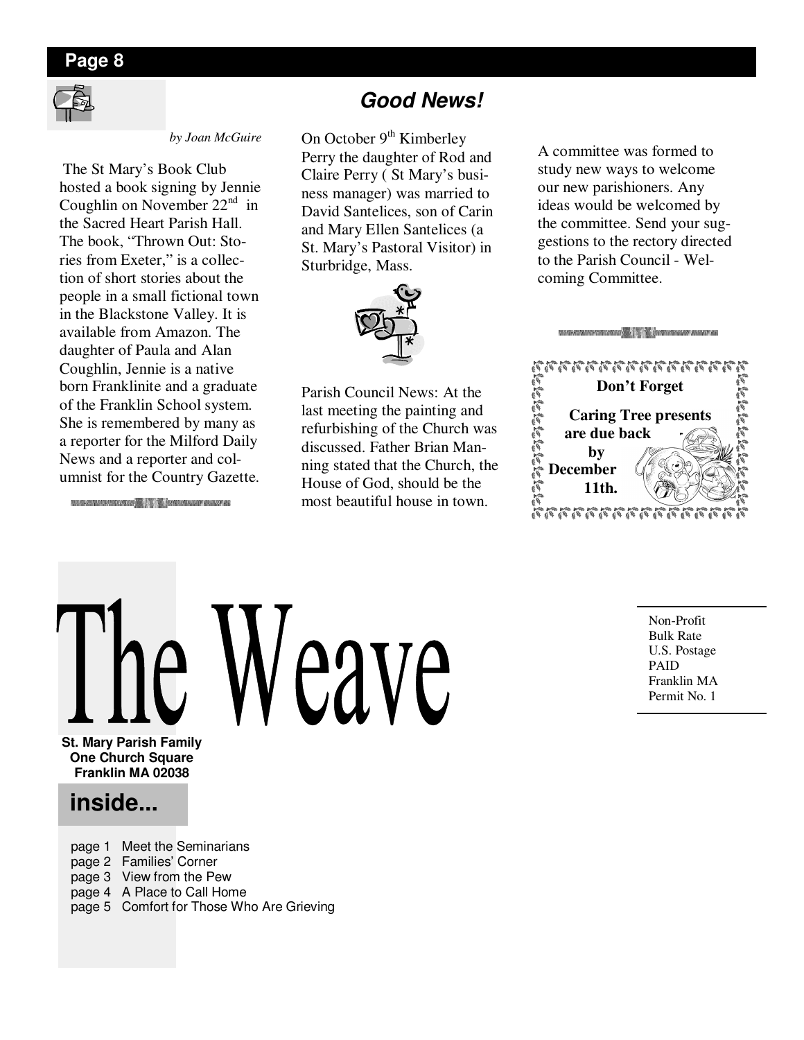## Good News!

*by Joan McGuire*

The St Mary's Book Club hosted a book signing by Jennie Coughlin on November 22nd in the Sacred Heart Parish Hall. The book, "Thrown Out: Stories from Exeter," is a collection of short stories about the people in a small fictional town in the Blackstone Valley. It is available from Amazon. The daughter of Paula and Alan Coughlin, Jennie is a native born Franklinite and a graduate of the Franklin School system. She is remembered by many as a reporter for the Milford Daily News and a reporter and columnist for the Country Gazette.

On October 9th Kimberley Perry the daughter of Rod and Claire Perry ( St Mary's business manager) was married to David Santelices, son of Carin and Mary Ellen Santelices (a St. Mary's Pastoral Visitor) in Sturbridge, Mass.

Parish Council News: At the last meeting the painting and refurbishing of the Church was discussed. Father Brian Manning stated that the Church, the House of God, should be the most beautiful house in town.

A committee was formed to study new ways to welcome our new parishioners. Any ideas would be welcomed by the committee. Send your suggestions to the rectory directed to the Parish Council - Welcoming Committee.

**Don't Forget**

**Caring Tree presents are due back by December 11th.**

# The Weave

**St. Mary Parish Family**
**One Church Square**
**Franklin MA 02038**

Non-Profit
Bulk Rate
U.S. Postage
PAID
Franklin MA
Permit No. 1

## inside...

- page 1 Meet the Seminarians
- page 2 Families' Corner
- page 3 View from the Pew
- page 4 A Place to Call Home
- page 5 Comfort for Those Who Are Grieving